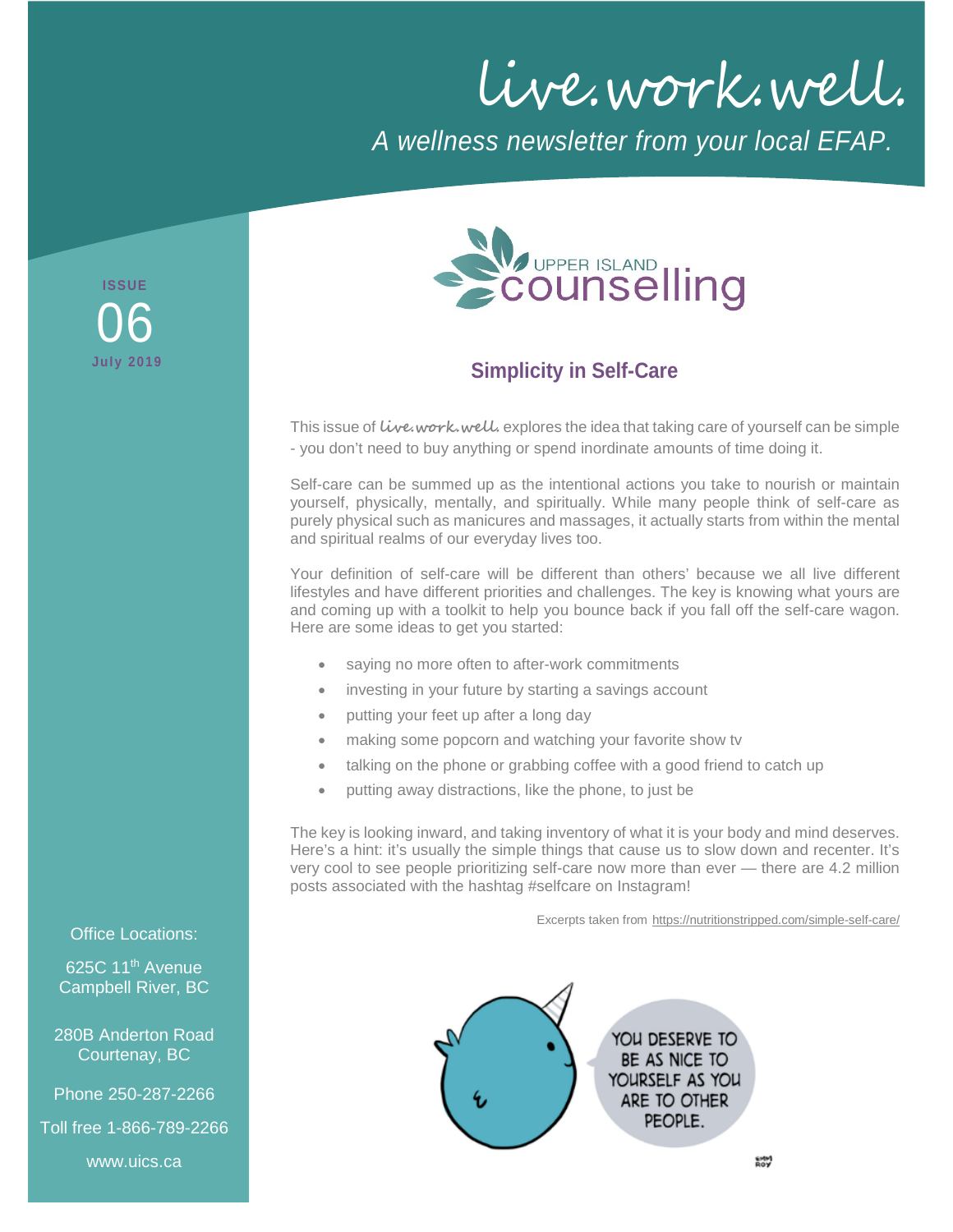# live.work.well.

*A wellness newsletter from your local EFAP.*

ISSUE 06
July 2019

UPPER ISLAND counselling

## Simplicity in Self-Care

This issue of **live.work.well.** explores the idea that taking care of yourself can be simple - you don't need to buy anything or spend inordinate amounts of time doing it.

Self-care can be summed up as the intentional actions you take to nourish or maintain yourself, physically, mentally, and spiritually. While many people think of self-care as purely physical such as manicures and massages, it actually starts from within the mental and spiritual realms of our everyday lives too.

Your definition of self-care will be different than others' because we all live different lifestyles and have different priorities and challenges. The key is knowing what yours are and coming up with a toolkit to help you bounce back if you fall off the self-care wagon. Here are some ideas to get you started:

- saying no more often to after-work commitments
- investing in your future by starting a savings account
- putting your feet up after a long day
- making some popcorn and watching your favorite show tv
- talking on the phone or grabbing coffee with a good friend to catch up
- putting away distractions, like the phone, to just be

The key is looking inward, and taking inventory of what it is your body and mind deserves. Here's a hint: it's usually the simple things that cause us to slow down and recenter. It's very cool to see people prioritizing self-care now more than ever — there are 4.2 million posts associated with the hashtag #selfcare on Instagram!

Excerpts taken from https://nutritionstripped.com/simple-self-care/

YOU DESERVE TO BE AS NICE TO YOURSELF AS YOU ARE TO OTHER PEOPLE.

Office Locations:

625C 11th Avenue
Campbell River, BC

280B Anderton Road
Courtenay, BC

Phone 250-287-2266

Toll free 1-866-789-2266

www.uics.ca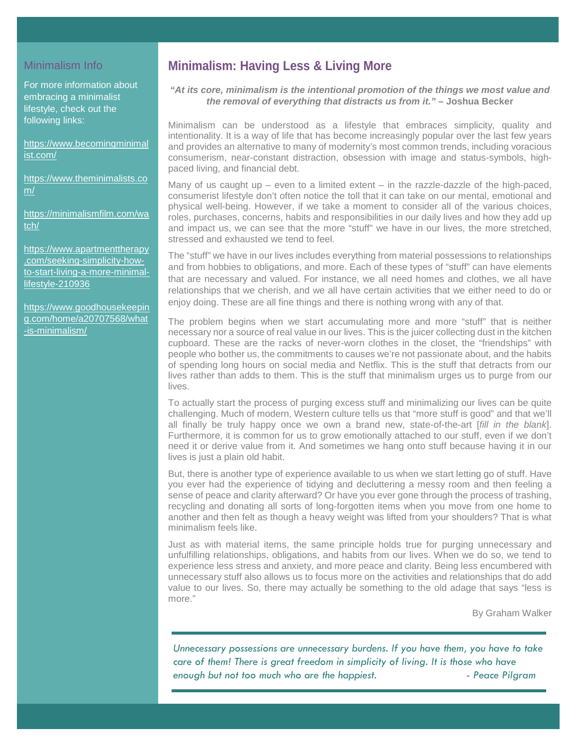## Minimalism Info

For more information about embracing a minimalist lifestyle, check out the following links:

https://www.becomingminimalist.com/

https://www.theminimalists.com/

https://minimalismfilm.com/watch/

https://www.apartmenttherapy.com/seeking-simplicity-how-to-start-living-a-more-minimal-lifestyle-210936

https://www.goodhousekeeping.com/home/a20707568/what-is-minimalism/

# Minimalism: Having Less & Living More

***"At its core, minimalism is the intentional promotion of the things we most value and the removal of everything that distracts us from it."*** **– Joshua Becker**

Minimalism can be understood as a lifestyle that embraces simplicity, quality and intentionality. It is a way of life that has become increasingly popular over the last few years and provides an alternative to many of modernity's most common trends, including voracious consumerism, near-constant distraction, obsession with image and status-symbols, high-paced living, and financial debt.

Many of us caught up – even to a limited extent – in the razzle-dazzle of the high-paced, consumerist lifestyle don't often notice the toll that it can take on our mental, emotional and physical well-being. However, if we take a moment to consider all of the various choices, roles, purchases, concerns, habits and responsibilities in our daily lives and how they add up and impact us, we can see that the more "stuff" we have in our lives, the more stretched, stressed and exhausted we tend to feel.

The "stuff" we have in our lives includes everything from material possessions to relationships and from hobbies to obligations, and more. Each of these types of "stuff" can have elements that are necessary and valued. For instance, we all need homes and clothes, we all have relationships that we cherish, and we all have certain activities that we either need to do or enjoy doing. These are all fine things and there is nothing wrong with any of that.

The problem begins when we start accumulating more and more "stuff" that is neither necessary nor a source of real value in our lives. This is the juicer collecting dust in the kitchen cupboard. These are the racks of never-worn clothes in the closet, the "friendships" with people who bother us, the commitments to causes we're not passionate about, and the habits of spending long hours on social media and Netflix. This is the stuff that detracts from our lives rather than adds to them. This is the stuff that minimalism urges us to purge from our lives.

To actually start the process of purging excess stuff and minimalizing our lives can be quite challenging. Much of modern, Western culture tells us that "more stuff is good" and that we'll all finally be truly happy once we own a brand new, state-of-the-art [*fill in the blank*]. Furthermore, it is common for us to grow emotionally attached to our stuff, even if we don't need it or derive value from it. And sometimes we hang onto stuff because having it in our lives is just a plain old habit.

But, there is another type of experience available to us when we start letting go of stuff. Have you ever had the experience of tidying and decluttering a messy room and then feeling a sense of peace and clarity afterward? Or have you ever gone through the process of trashing, recycling and donating all sorts of long-forgotten items when you move from one home to another and then felt as though a heavy weight was lifted from your shoulders? That is what minimalism feels like.

Just as with material items, the same principle holds true for purging unnecessary and unfulfilling relationships, obligations, and habits from our lives. When we do so, we tend to experience less stress and anxiety, and more peace and clarity. Being less encumbered with unnecessary stuff also allows us to focus more on the activities and relationships that do add value to our lives. So, there may actually be something to the old adage that says "less is more."

By Graham Walker

---

*Unnecessary possessions are unnecessary burdens. If you have them, you have to take care of them! There is great freedom in simplicity of living. It is those who have enough but not too much who are the happiest.* *- Peace Pilgram*

---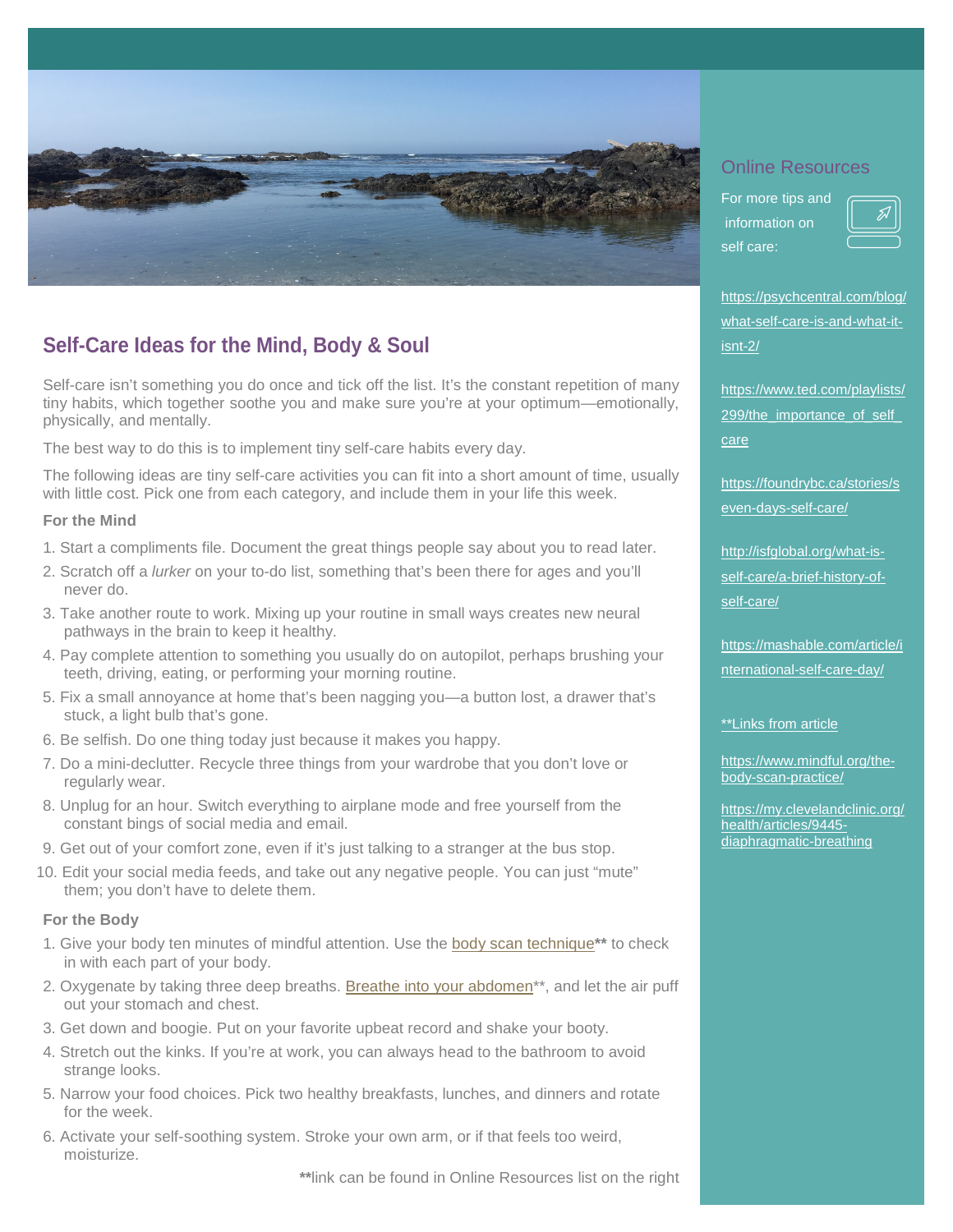## Self-Care Ideas for the Mind, Body & Soul

Self-care isn't something you do once and tick off the list. It's the constant repetition of many tiny habits, which together soothe you and make sure you're at your optimum—emotionally, physically, and mentally.

The best way to do this is to implement tiny self-care habits every day.

The following ideas are tiny self-care activities you can fit into a short amount of time, usually with little cost. Pick one from each category, and include them in your life this week.

**For the Mind**

1. Start a compliments file. Document the great things people say about you to read later.
2. Scratch off a *lurker* on your to-do list, something that's been there for ages and you'll never do.
3. Take another route to work. Mixing up your routine in small ways creates new neural pathways in the brain to keep it healthy.
4. Pay complete attention to something you usually do on autopilot, perhaps brushing your teeth, driving, eating, or performing your morning routine.
5. Fix a small annoyance at home that's been nagging you—a button lost, a drawer that's stuck, a light bulb that's gone.
6. Be selfish. Do one thing today just because it makes you happy.
7. Do a mini-declutter. Recycle three things from your wardrobe that you don't love or regularly wear.
8. Unplug for an hour. Switch everything to airplane mode and free yourself from the constant bings of social media and email.
9. Get out of your comfort zone, even if it's just talking to a stranger at the bus stop.
10. Edit your social media feeds, and take out any negative people. You can just "mute" them; you don't have to delete them.

**For the Body**

1. Give your body ten minutes of mindful attention. Use the body scan technique** to check in with each part of your body.
2. Oxygenate by taking three deep breaths. Breathe into your abdomen**, and let the air puff out your stomach and chest.
3. Get down and boogie. Put on your favorite upbeat record and shake your booty.
4. Stretch out the kinks. If you're at work, you can always head to the bathroom to avoid strange looks.
5. Narrow your food choices. Pick two healthy breakfasts, lunches, and dinners and rotate for the week.
6. Activate your self-soothing system. Stroke your own arm, or if that feels too weird, moisturize.

**link can be found in Online Resources list on the right

### Online Resources

For more tips and information on self care:

https://psychcentral.com/blog/what-self-care-is-and-what-it-isnt-2/

https://www.ted.com/playlists/299/the_importance_of_self_care

https://foundrybc.ca/stories/seven-days-self-care/

http://isfglobal.org/what-is-self-care/a-brief-history-of-self-care/

https://mashable.com/article/international-self-care-day/

**Links from article

https://www.mindful.org/the-body-scan-practice/

https://my.clevelandclinic.org/health/articles/9445-diaphragmatic-breathing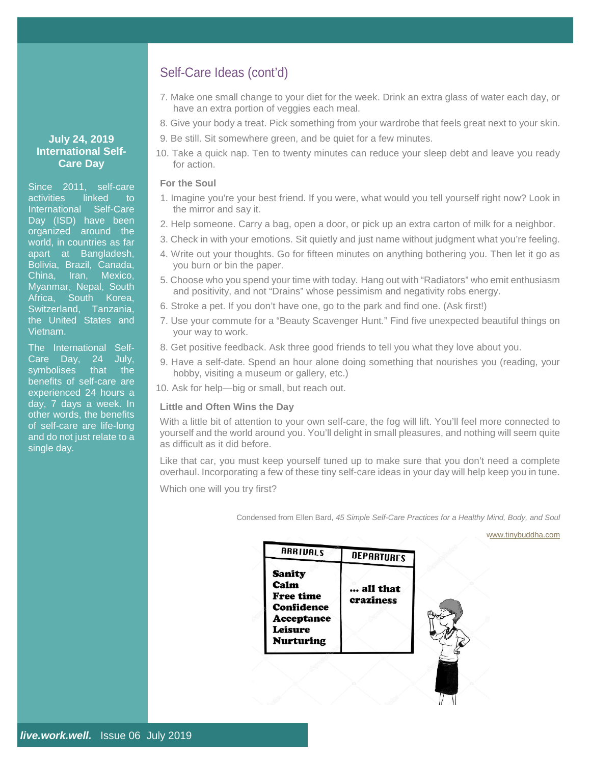**July 24, 2019 International Self-Care Day**

Since 2011, self-care activities linked to International Self-Care Day (ISD) have been organized around the world, in countries as far apart at Bangladesh, Bolivia, Brazil, Canada, China, Iran, Mexico, Myanmar, Nepal, South Africa, South Korea, Switzerland, Tanzania, the United States and Vietnam.

The International Self-Care Day, 24 July, symbolises that the benefits of self-care are experienced 24 hours a day, 7 days a week. In other words, the benefits of self-care are life-long and do not just relate to a single day.

## Self-Care Ideas (cont'd)

7. Make one small change to your diet for the week. Drink an extra glass of water each day, or have an extra portion of veggies each meal.
8. Give your body a treat. Pick something from your wardrobe that feels great next to your skin.
9. Be still. Sit somewhere green, and be quiet for a few minutes.
10. Take a quick nap. Ten to twenty minutes can reduce your sleep debt and leave you ready for action.

### For the Soul

1. Imagine you're your best friend. If you were, what would you tell yourself right now? Look in the mirror and say it.
2. Help someone. Carry a bag, open a door, or pick up an extra carton of milk for a neighbor.
3. Check in with your emotions. Sit quietly and just name without judgment what you're feeling.
4. Write out your thoughts. Go for fifteen minutes on anything bothering you. Then let it go as you burn or bin the paper.
5. Choose who you spend your time with today. Hang out with "Radiators" who emit enthusiasm and positivity, and not "Drains" whose pessimism and negativity robs energy.
6. Stroke a pet. If you don't have one, go to the park and find one. (Ask first!)
7. Use your commute for a "Beauty Scavenger Hunt." Find five unexpected beautiful things on your way to work.
8. Get positive feedback. Ask three good friends to tell you what they love about you.
9. Have a self-date. Spend an hour alone doing something that nourishes you (reading, your hobby, visiting a museum or gallery, etc.)
10. Ask for help—big or small, but reach out.

### Little and Often Wins the Day

With a little bit of attention to your own self-care, the fog will lift. You'll feel more connected to yourself and the world around you. You'll delight in small pleasures, and nothing will seem quite as difficult as it did before.

Like that car, you must keep yourself tuned up to make sure that you don't need a complete overhaul. Incorporating a few of these tiny self-care ideas in your day will help keep you in tune.

Which one will you try first?

Condensed from Ellen Bard, *45 Simple Self-Care Practices for a Healthy Mind, Body, and Soul*

www.tinybuddha.com

ARRIVALS
Sanity
Calm
Free time
Confidence
Acceptance
Leisure
Nurturing

DEPARTURES
... all that craziness